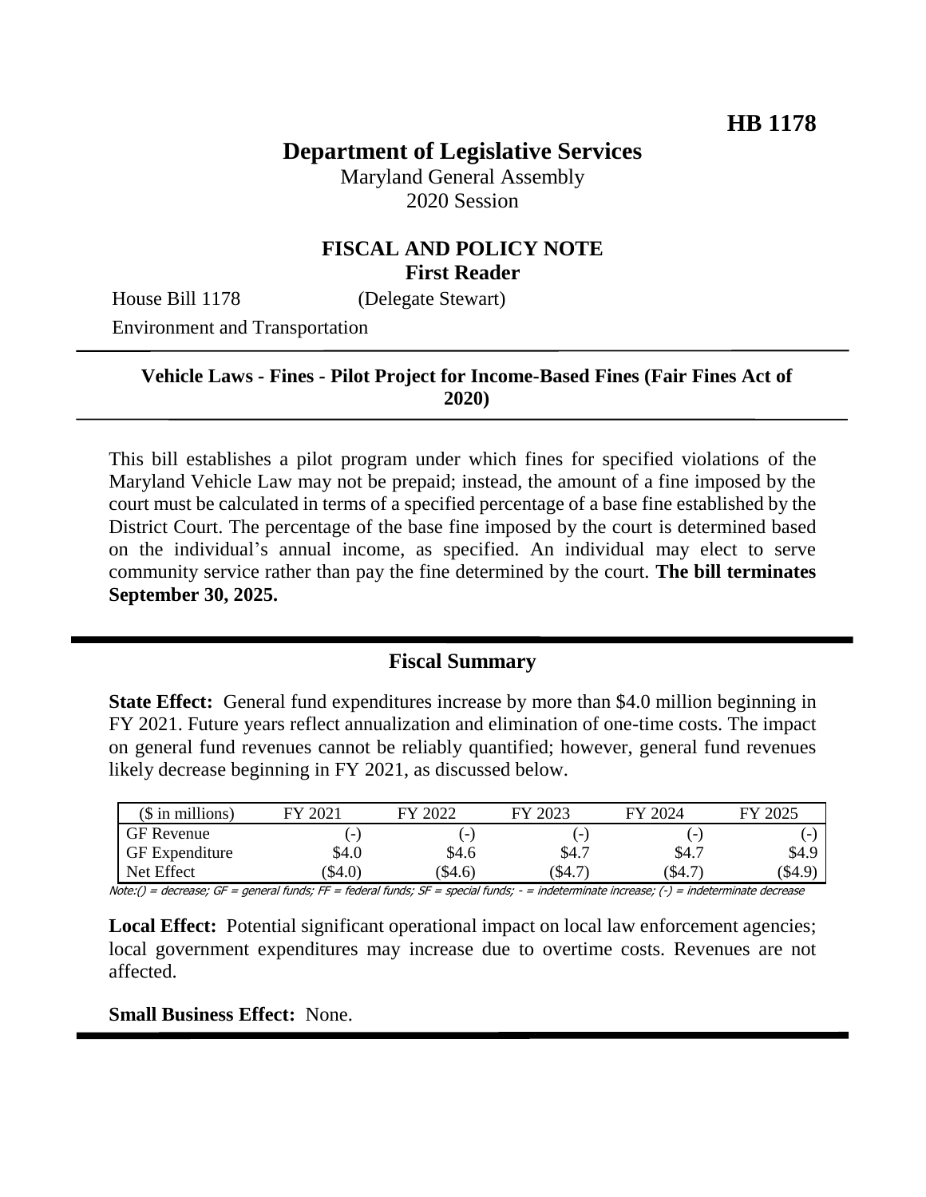**HB 1178**

# Department of Legislative Services

Maryland General Assembly
2020 Session

## FISCAL AND POLICY NOTE
**First Reader**

House Bill 1178 (Delegate Stewart)

Environment and Transportation

**Vehicle Laws - Fines - Pilot Project for Income-Based Fines (Fair Fines Act of 2020)**

This bill establishes a pilot program under which fines for specified violations of the Maryland Vehicle Law may not be prepaid; instead, the amount of a fine imposed by the court must be calculated in terms of a specified percentage of a base fine established by the District Court. The percentage of the base fine imposed by the court is determined based on the individual's annual income, as specified. An individual may elect to serve community service rather than pay the fine determined by the court. **The bill terminates September 30, 2025.**

## Fiscal Summary

**State Effect:** General fund expenditures increase by more than $4.0 million beginning in FY 2021. Future years reflect annualization and elimination of one-time costs. The impact on general fund revenues cannot be reliably quantified; however, general fund revenues likely decrease beginning in FY 2021, as discussed below.

| ($ in millions) | FY 2021 | FY 2022 | FY 2023 | FY 2024 | FY 2025 |
|---|---|---|---|---|---|
| GF Revenue | (-) | (-) | (-) | (-) | (-) |
| GF Expenditure | $4.0 | $4.6 | $4.7 | $4.7 | $4.9 |
| Net Effect | ($4.0) | ($4.6) | ($4.7) | ($4.7) | ($4.9) |

Note:() = decrease; GF = general funds; FF = federal funds; SF = special funds; - = indeterminate increase; (-) = indeterminate decrease

**Local Effect:** Potential significant operational impact on local law enforcement agencies; local government expenditures may increase due to overtime costs. Revenues are not affected.

**Small Business Effect:** None.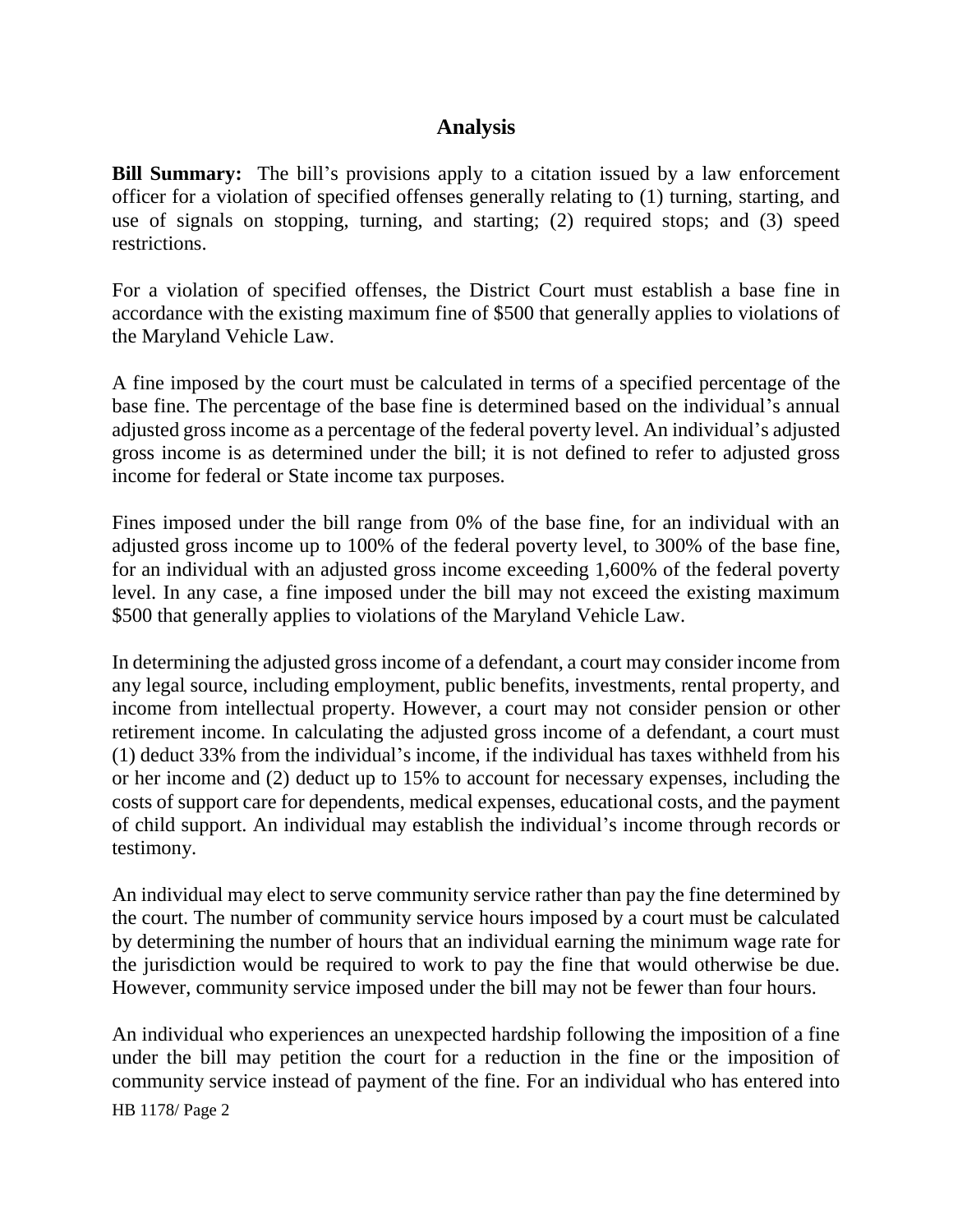## Analysis

**Bill Summary:** The bill's provisions apply to a citation issued by a law enforcement officer for a violation of specified offenses generally relating to (1) turning, starting, and use of signals on stopping, turning, and starting; (2) required stops; and (3) speed restrictions.

For a violation of specified offenses, the District Court must establish a base fine in accordance with the existing maximum fine of $500 that generally applies to violations of the Maryland Vehicle Law.

A fine imposed by the court must be calculated in terms of a specified percentage of the base fine. The percentage of the base fine is determined based on the individual's annual adjusted gross income as a percentage of the federal poverty level. An individual's adjusted gross income is as determined under the bill; it is not defined to refer to adjusted gross income for federal or State income tax purposes.

Fines imposed under the bill range from 0% of the base fine, for an individual with an adjusted gross income up to 100% of the federal poverty level, to 300% of the base fine, for an individual with an adjusted gross income exceeding 1,600% of the federal poverty level. In any case, a fine imposed under the bill may not exceed the existing maximum $500 that generally applies to violations of the Maryland Vehicle Law.

In determining the adjusted gross income of a defendant, a court may consider income from any legal source, including employment, public benefits, investments, rental property, and income from intellectual property. However, a court may not consider pension or other retirement income. In calculating the adjusted gross income of a defendant, a court must (1) deduct 33% from the individual's income, if the individual has taxes withheld from his or her income and (2) deduct up to 15% to account for necessary expenses, including the costs of support care for dependents, medical expenses, educational costs, and the payment of child support. An individual may establish the individual's income through records or testimony.

An individual may elect to serve community service rather than pay the fine determined by the court. The number of community service hours imposed by a court must be calculated by determining the number of hours that an individual earning the minimum wage rate for the jurisdiction would be required to work to pay the fine that would otherwise be due. However, community service imposed under the bill may not be fewer than four hours.

An individual who experiences an unexpected hardship following the imposition of a fine under the bill may petition the court for a reduction in the fine or the imposition of community service instead of payment of the fine. For an individual who has entered into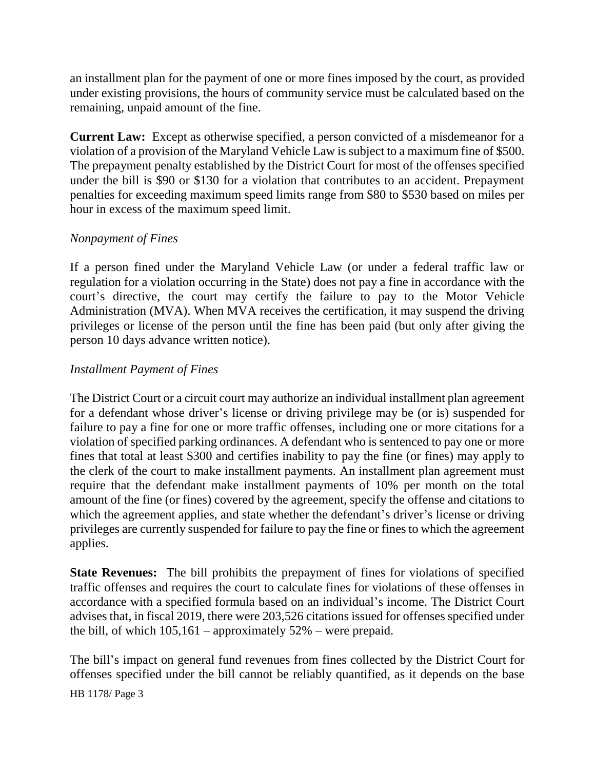an installment plan for the payment of one or more fines imposed by the court, as provided under existing provisions, the hours of community service must be calculated based on the remaining, unpaid amount of the fine.

**Current Law:** Except as otherwise specified, a person convicted of a misdemeanor for a violation of a provision of the Maryland Vehicle Law is subject to a maximum fine of $500. The prepayment penalty established by the District Court for most of the offenses specified under the bill is $90 or $130 for a violation that contributes to an accident. Prepayment penalties for exceeding maximum speed limits range from $80 to $530 based on miles per hour in excess of the maximum speed limit.

*Nonpayment of Fines*

If a person fined under the Maryland Vehicle Law (or under a federal traffic law or regulation for a violation occurring in the State) does not pay a fine in accordance with the court's directive, the court may certify the failure to pay to the Motor Vehicle Administration (MVA). When MVA receives the certification, it may suspend the driving privileges or license of the person until the fine has been paid (but only after giving the person 10 days advance written notice).

*Installment Payment of Fines*

The District Court or a circuit court may authorize an individual installment plan agreement for a defendant whose driver's license or driving privilege may be (or is) suspended for failure to pay a fine for one or more traffic offenses, including one or more citations for a violation of specified parking ordinances. A defendant who is sentenced to pay one or more fines that total at least $300 and certifies inability to pay the fine (or fines) may apply to the clerk of the court to make installment payments. An installment plan agreement must require that the defendant make installment payments of 10% per month on the total amount of the fine (or fines) covered by the agreement, specify the offense and citations to which the agreement applies, and state whether the defendant's driver's license or driving privileges are currently suspended for failure to pay the fine or fines to which the agreement applies.

**State Revenues:** The bill prohibits the prepayment of fines for violations of specified traffic offenses and requires the court to calculate fines for violations of these offenses in accordance with a specified formula based on an individual's income. The District Court advises that, in fiscal 2019, there were 203,526 citations issued for offenses specified under the bill, of which 105,161 – approximately 52% – were prepaid.

The bill's impact on general fund revenues from fines collected by the District Court for offenses specified under the bill cannot be reliably quantified, as it depends on the base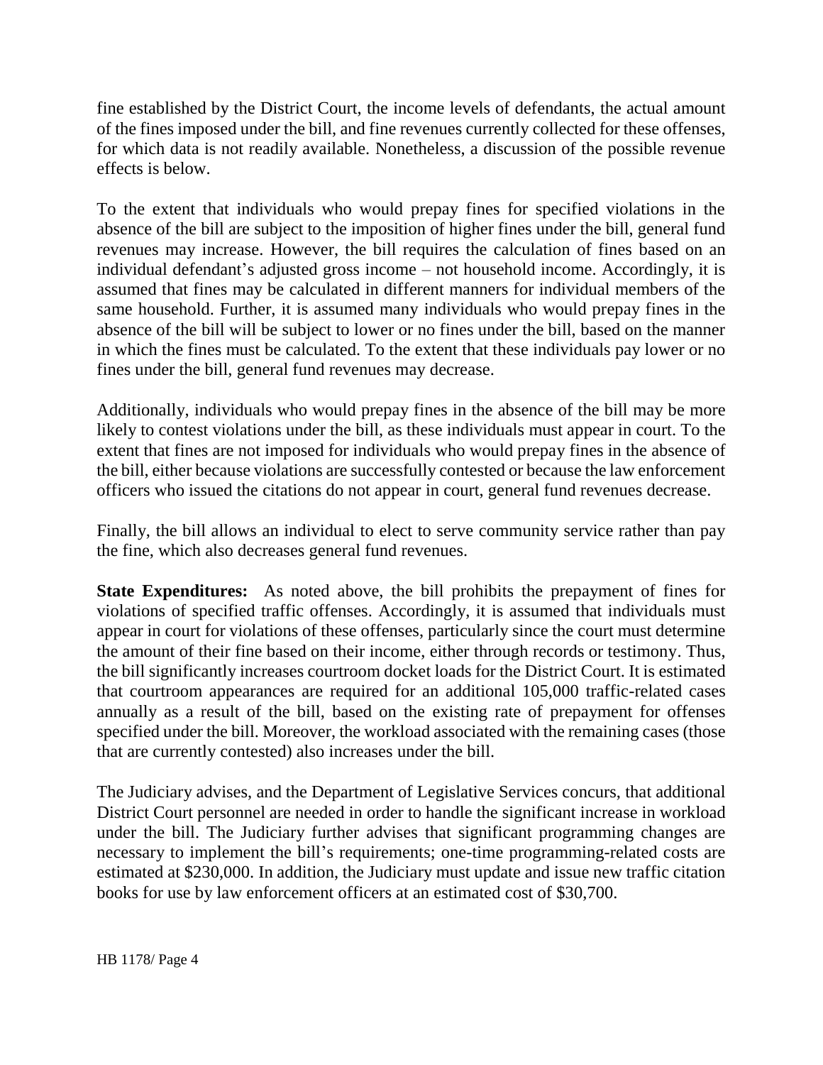fine established by the District Court, the income levels of defendants, the actual amount of the fines imposed under the bill, and fine revenues currently collected for these offenses, for which data is not readily available. Nonetheless, a discussion of the possible revenue effects is below.

To the extent that individuals who would prepay fines for specified violations in the absence of the bill are subject to the imposition of higher fines under the bill, general fund revenues may increase. However, the bill requires the calculation of fines based on an individual defendant's adjusted gross income – not household income. Accordingly, it is assumed that fines may be calculated in different manners for individual members of the same household. Further, it is assumed many individuals who would prepay fines in the absence of the bill will be subject to lower or no fines under the bill, based on the manner in which the fines must be calculated. To the extent that these individuals pay lower or no fines under the bill, general fund revenues may decrease.

Additionally, individuals who would prepay fines in the absence of the bill may be more likely to contest violations under the bill, as these individuals must appear in court. To the extent that fines are not imposed for individuals who would prepay fines in the absence of the bill, either because violations are successfully contested or because the law enforcement officers who issued the citations do not appear in court, general fund revenues decrease.

Finally, the bill allows an individual to elect to serve community service rather than pay the fine, which also decreases general fund revenues.

**State Expenditures:** As noted above, the bill prohibits the prepayment of fines for violations of specified traffic offenses. Accordingly, it is assumed that individuals must appear in court for violations of these offenses, particularly since the court must determine the amount of their fine based on their income, either through records or testimony. Thus, the bill significantly increases courtroom docket loads for the District Court. It is estimated that courtroom appearances are required for an additional 105,000 traffic-related cases annually as a result of the bill, based on the existing rate of prepayment for offenses specified under the bill. Moreover, the workload associated with the remaining cases (those that are currently contested) also increases under the bill.

The Judiciary advises, and the Department of Legislative Services concurs, that additional District Court personnel are needed in order to handle the significant increase in workload under the bill. The Judiciary further advises that significant programming changes are necessary to implement the bill's requirements; one-time programming-related costs are estimated at $230,000. In addition, the Judiciary must update and issue new traffic citation books for use by law enforcement officers at an estimated cost of $30,700.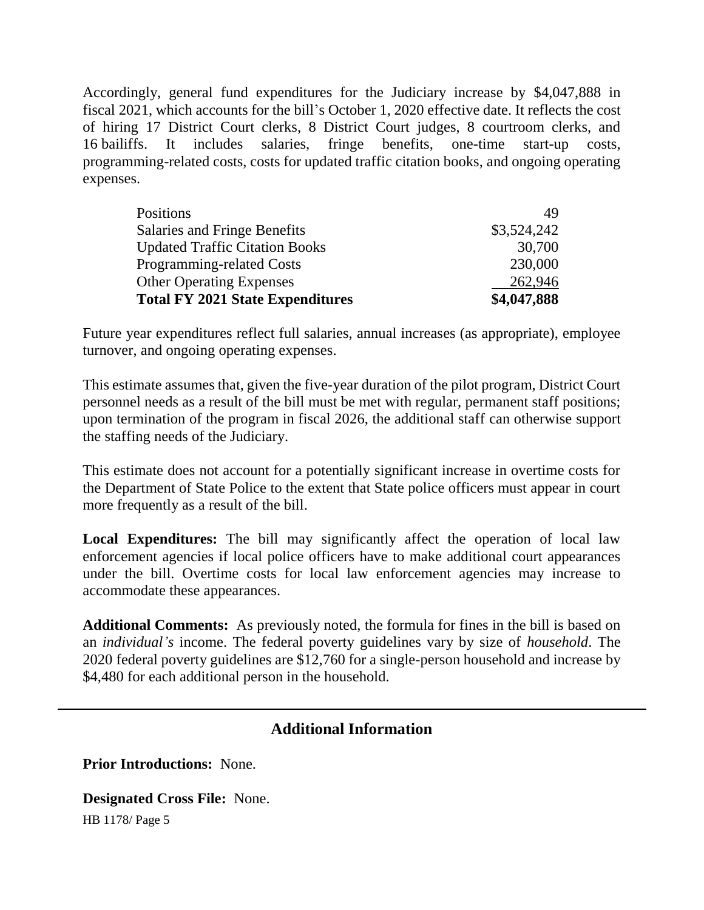Accordingly, general fund expenditures for the Judiciary increase by $4,047,888 in fiscal 2021, which accounts for the bill's October 1, 2020 effective date. It reflects the cost of hiring 17 District Court clerks, 8 District Court judges, 8 courtroom clerks, and 16 bailiffs. It includes salaries, fringe benefits, one-time start-up costs, programming-related costs, costs for updated traffic citation books, and ongoing operating expenses.

| | |
|---|---:|
| Positions | 49 |
| Salaries and Fringe Benefits | $3,524,242 |
| Updated Traffic Citation Books | 30,700 |
| Programming-related Costs | 230,000 |
| Other Operating Expenses | 262,946 |
| **Total FY 2021 State Expenditures** | **$4,047,888** |

Future year expenditures reflect full salaries, annual increases (as appropriate), employee turnover, and ongoing operating expenses.

This estimate assumes that, given the five-year duration of the pilot program, District Court personnel needs as a result of the bill must be met with regular, permanent staff positions; upon termination of the program in fiscal 2026, the additional staff can otherwise support the staffing needs of the Judiciary.

This estimate does not account for a potentially significant increase in overtime costs for the Department of State Police to the extent that State police officers must appear in court more frequently as a result of the bill.

**Local Expenditures:** The bill may significantly affect the operation of local law enforcement agencies if local police officers have to make additional court appearances under the bill. Overtime costs for local law enforcement agencies may increase to accommodate these appearances.

**Additional Comments:** As previously noted, the formula for fines in the bill is based on an *individual's* income. The federal poverty guidelines vary by size of *household*. The 2020 federal poverty guidelines are $12,760 for a single-person household and increase by $4,480 for each additional person in the household.

## Additional Information

**Prior Introductions:** None.

**Designated Cross File:** None.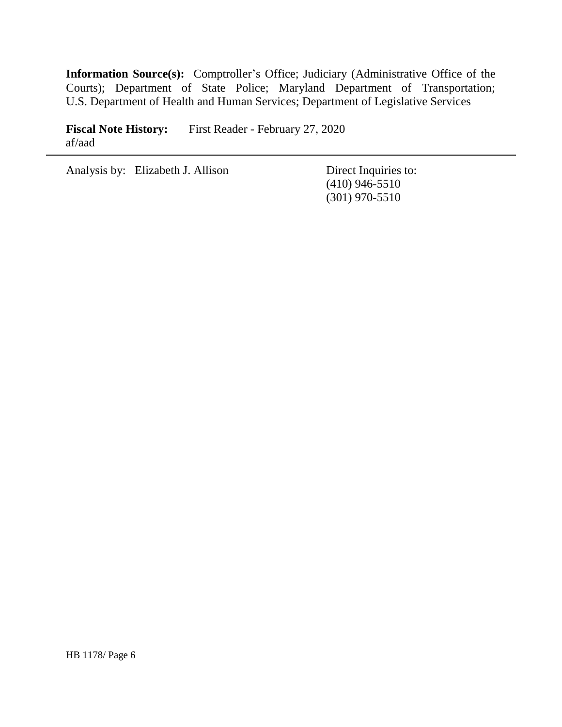**Information Source(s):** Comptroller's Office; Judiciary (Administrative Office of the Courts); Department of State Police; Maryland Department of Transportation; U.S. Department of Health and Human Services; Department of Legislative Services

**Fiscal Note History:** First Reader - February 27, 2020
af/aad

---

Analysis by: Elizabeth J. Allison

Direct Inquiries to:
(410) 946-5510
(301) 970-5510